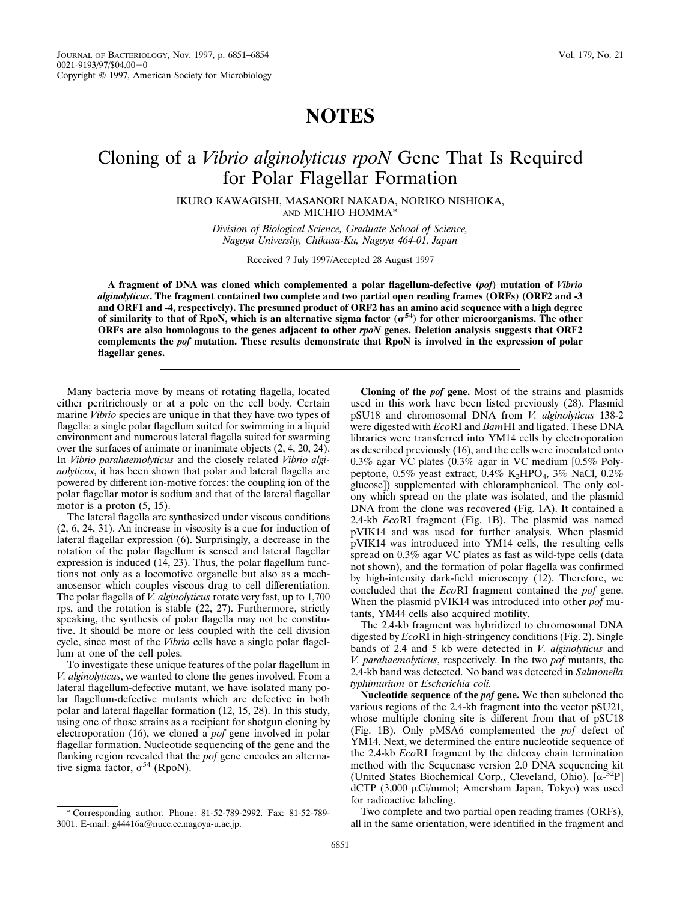# NOTES

# Cloning of a *Vibrio alginolyticus rpoN* Gene That Is Required for Polar Flagellar Formation

IKURO KAWAGISHI, MASANORI NAKADA, NORIKO NISHIOKA, AND MICHIO HOMMA*

*Division of Biological Science, Graduate School of Science, Nagoya University, Chikusa-Ku, Nagoya 464-01, Japan*

Received 7 July 1997/Accepted 28 August 1997

**A fragment of DNA was cloned which complemented a polar flagellum-defective (*pof*) mutation of *Vibrio alginolyticus*. The fragment contained two complete and two partial open reading frames (ORFs) (ORF2 and -3 and ORF1 and -4, respectively). The presumed product of ORF2 has an amino acid sequence with a high degree of similarity to that of RpoN, which is an alternative sigma factor ($\sigma^{54}$) for other microorganisms. The other ORFs are also homologous to the genes adjacent to other *rpoN* genes. Deletion analysis suggests that ORF2 complements the *pof* mutation. These results demonstrate that RpoN is involved in the expression of polar flagellar genes.**

Many bacteria move by means of rotating flagella, located either peritrichously or at a pole on the cell body. Certain marine *Vibrio* species are unique in that they have two types of flagella: a single polar flagellum suited for swimming in a liquid environment and numerous lateral flagella suited for swarming over the surfaces of animate or inanimate objects (2, 4, 20, 24). In *Vibrio parahaemolyticus* and the closely related *Vibrio alginolyticus*, it has been shown that polar and lateral flagella are powered by different ion-motive forces: the coupling ion of the polar flagellar motor is sodium and that of the lateral flagellar motor is a proton (5, 15).

The lateral flagella are synthesized under viscous conditions (2, 6, 24, 31). An increase in viscosity is a cue for induction of lateral flagellar expression (6). Surprisingly, a decrease in the rotation of the polar flagellum is sensed and lateral flagellar expression is induced (14, 23). Thus, the polar flagellum functions not only as a locomotive organelle but also as a mechanosensor which couples viscous drag to cell differentiation. The polar flagella of *V. alginolyticus* rotate very fast, up to 1,700 rps, and the rotation is stable (22, 27). Furthermore, strictly speaking, the synthesis of polar flagella may not be constitutive. It should be more or less coupled with the cell division cycle, since most of the *Vibrio* cells have a single polar flagellum at one of the cell poles.

To investigate these unique features of the polar flagellum in *V. alginolyticus*, we wanted to clone the genes involved. From a lateral flagellum-defective mutant, we have isolated many polar flagellum-defective mutants which are defective in both polar and lateral flagellar formation (12, 15, 28). In this study, using one of those strains as a recipient for shotgun cloning by electroporation (16), we cloned a *pof* gene involved in polar flagellar formation. Nucleotide sequencing of the gene and the flanking region revealed that the *pof* gene encodes an alternative sigma factor, $\sigma^{54}$ (RpoN).

**Cloning of the *pof* gene.** Most of the strains and plasmids used in this work have been listed previously (28). Plasmid pSU18 and chromosomal DNA from *V. alginolyticus* 138-2 were digested with *Eco*RI and *Bam*HI and ligated. These DNA libraries were transferred into YM14 cells by electroporation as described previously (16), and the cells were inoculated onto 0.3% agar VC plates (0.3% agar in VC medium [0.5% Polypeptone, 0.5% yeast extract, 0.4% $K_2HPO_4$, 3% NaCl, 0.2% glucose]) supplemented with chloramphenicol. The only colony which spread on the plate was isolated, and the plasmid DNA from the clone was recovered (Fig. 1A). It contained a 2.4-kb *Eco*RI fragment (Fig. 1B). The plasmid was named pVIK14 and was used for further analysis. When plasmid pVIK14 was introduced into YM14 cells, the resulting cells spread on 0.3% agar VC plates as fast as wild-type cells (data not shown), and the formation of polar flagella was confirmed by high-intensity dark-field microscopy (12). Therefore, we concluded that the *Eco*RI fragment contained the *pof* gene. When the plasmid pVIK14 was introduced into other *pof* mutants, YM44 cells also acquired motility.

The 2.4-kb fragment was hybridized to chromosomal DNA digested by *Eco*RI in high-stringency conditions (Fig. 2). Single bands of 2.4 and 5 kb were detected in *V. alginolyticus* and *V. parahaemolyticus*, respectively. In the two *pof* mutants, the 2.4-kb band was detected. No band was detected in *Salmonella typhimurium* or *Escherichia coli.*

**Nucleotide sequence of the *pof* gene.** We then subcloned the various regions of the 2.4-kb fragment into the vector pSU21, whose multiple cloning site is different from that of pSU18 (Fig. 1B). Only pMSA6 complemented the *pof* defect of YM14. Next, we determined the entire nucleotide sequence of the 2.4-kb *Eco*RI fragment by the dideoxy chain termination method with the Sequenase version 2.0 DNA sequencing kit (United States Biochemical Corp., Cleveland, Ohio). [$\alpha$-$^{32}$P] dCTP (3,000 $\mu$Ci/mmol; Amersham Japan, Tokyo) was used for radioactive labeling.

Two complete and two partial open reading frames (ORFs), all in the same orientation, were identified in the fragment and

\* Corresponding author. Phone: 81-52-789-2992. Fax: 81-52-789-3001. E-mail: g44416a@nucc.cc.nagoya-u.ac.jp.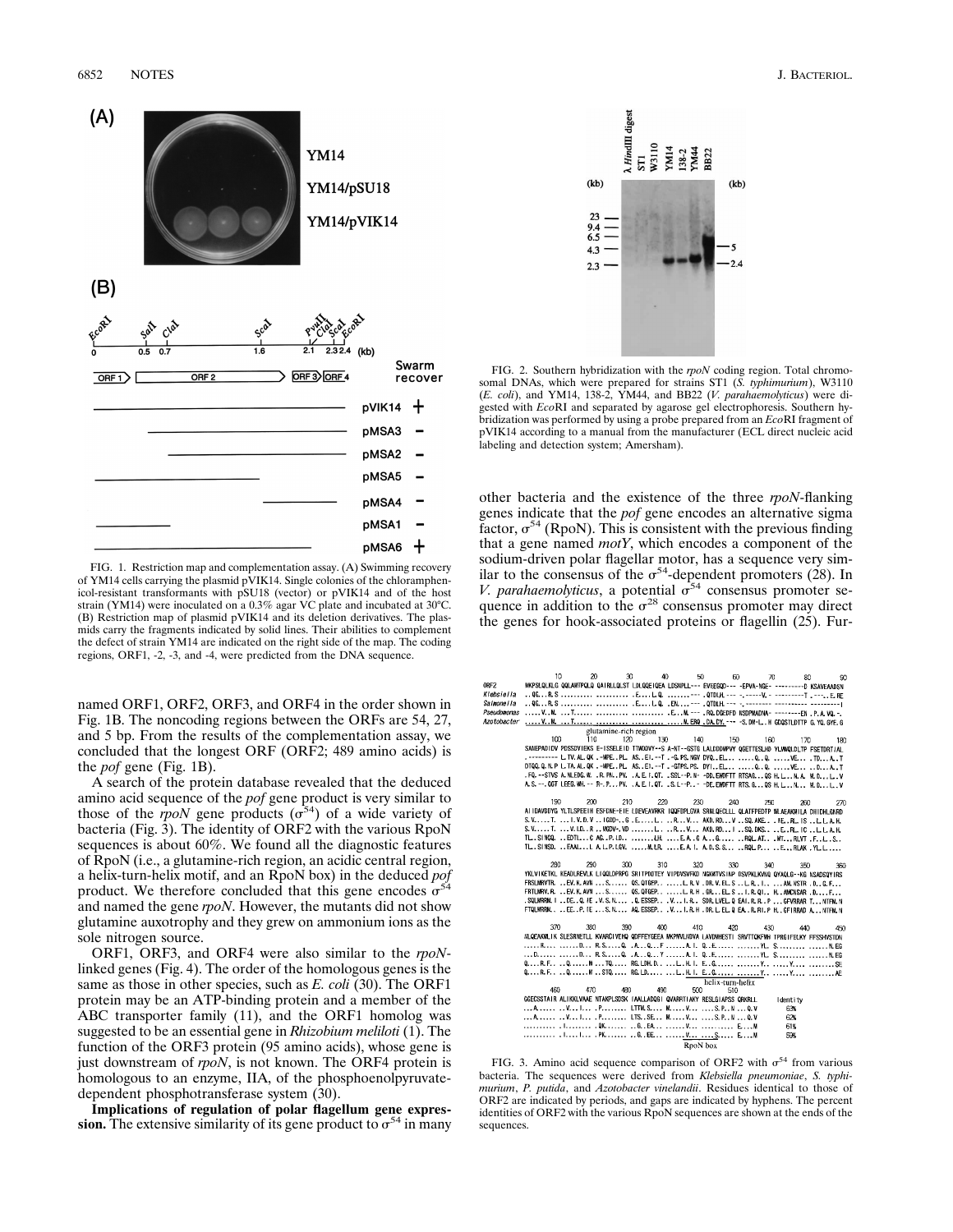FIG. 1. Restriction map and complementation assay. (A) Swimming recovery of YM14 cells carrying the plasmid pVIK14. Single colonies of the chloramphenicol-resistant transformants with pSU18 (vector) or pVIK14 and of the host strain (YM14) were inoculated on a 0.3% agar VC plate and incubated at 30°C. (B) Restriction map of plasmid pVIK14 and its deletion derivatives. The plasmids carry the fragments indicated by solid lines. Their abilities to complement the defect of strain YM14 are indicated on the right side of the map. The coding regions, ORF1, -2, -3, and -4, were predicted from the DNA sequence.

named ORF1, ORF2, ORF3, and ORF4 in the order shown in Fig. 1B. The noncoding regions between the ORFs are 54, 27, and 5 bp. From the results of the complementation assay, we concluded that the longest ORF (ORF2; 489 amino acids) is the *pof* gene (Fig. 1B).

A search of the protein database revealed that the deduced amino acid sequence of the *pof* gene product is very similar to those of the *rpoN* gene products ($\sigma^{54}$) of a wide variety of bacteria (Fig. 3). The identity of ORF2 with the various RpoN sequences is about 60%. We found all the diagnostic features of RpoN (i.e., a glutamine-rich region, an acidic central region, a helix-turn-helix motif, and an RpoN box) in the deduced *pof* product. We therefore concluded that this gene encodes $\sigma^{54}$ and named the gene *rpoN*. However, the mutants did not show glutamine auxotrophy and they grew on ammonium ions as the sole nitrogen source.

ORF1, ORF3, and ORF4 were also similar to the *rpoN*-linked genes (Fig. 4). The order of the homologous genes is the same as those in other species, such as *E. coli* (30). The ORF1 protein may be an ATP-binding protein and a member of the ABC transporter family (11), and the ORF1 homolog was suggested to be an essential gene in *Rhizobium meliloti* (1). The function of the ORF3 protein (95 amino acids), whose gene is just downstream of *rpoN*, is not known. The ORF4 protein is homologous to an enzyme, IIA, of the phosphoenolpyruvate-dependent phosphotransferase system (30).

**Implications of regulation of polar flagellum gene expression.** The extensive similarity of its gene product to $\sigma^{54}$ in many other bacteria and the existence of the three *rpoN*-flanking genes indicate that the *pof* gene encodes an alternative sigma factor, $\sigma^{54}$ (RpoN). This is consistent with the previous finding that a gene named *motY*, which encodes a component of the sodium-driven polar flagellar motor, has a sequence very similar to the consensus of the $\sigma^{54}$-dependent promoters (28). In *V. parahaemolyticus*, a potential $\sigma^{54}$ consensus promoter sequence in addition to the $\sigma^{28}$ consensus promoter may direct the genes for hook-associated proteins or flagellin (25). Fur-

FIG. 2. Southern hybridization with the *rpoN* coding region. Total chromosomal DNAs, which were prepared for strains ST1 (*S. typhimurium*), W3110 (*E. coli*), and YM14, 138-2, YM44, and BB22 (*V. parahaemolyticus*) were digested with *Eco*RI and separated by agarose gel electrophoresis. Southern hybridization was performed by using a probe prepared from an *Eco*RI fragment of pVIK14 according to a manual from the manufacturer (ECL direct nucleic acid labeling and detection system; Amersham).

FIG. 3. Amino acid sequence comparison of ORF2 with $\sigma^{54}$ from various bacteria. The sequences were derived from *Klebsiella pneumoniae*, *S. typhimurium*, *P. putida*, and *Azotobacter vinelandii*. Residues identical to those of ORF2 are indicated by periods, and gaps are indicated by hyphens. The percent identities of ORF2 with the various RpoN sequences are shown at the ends of the sequences.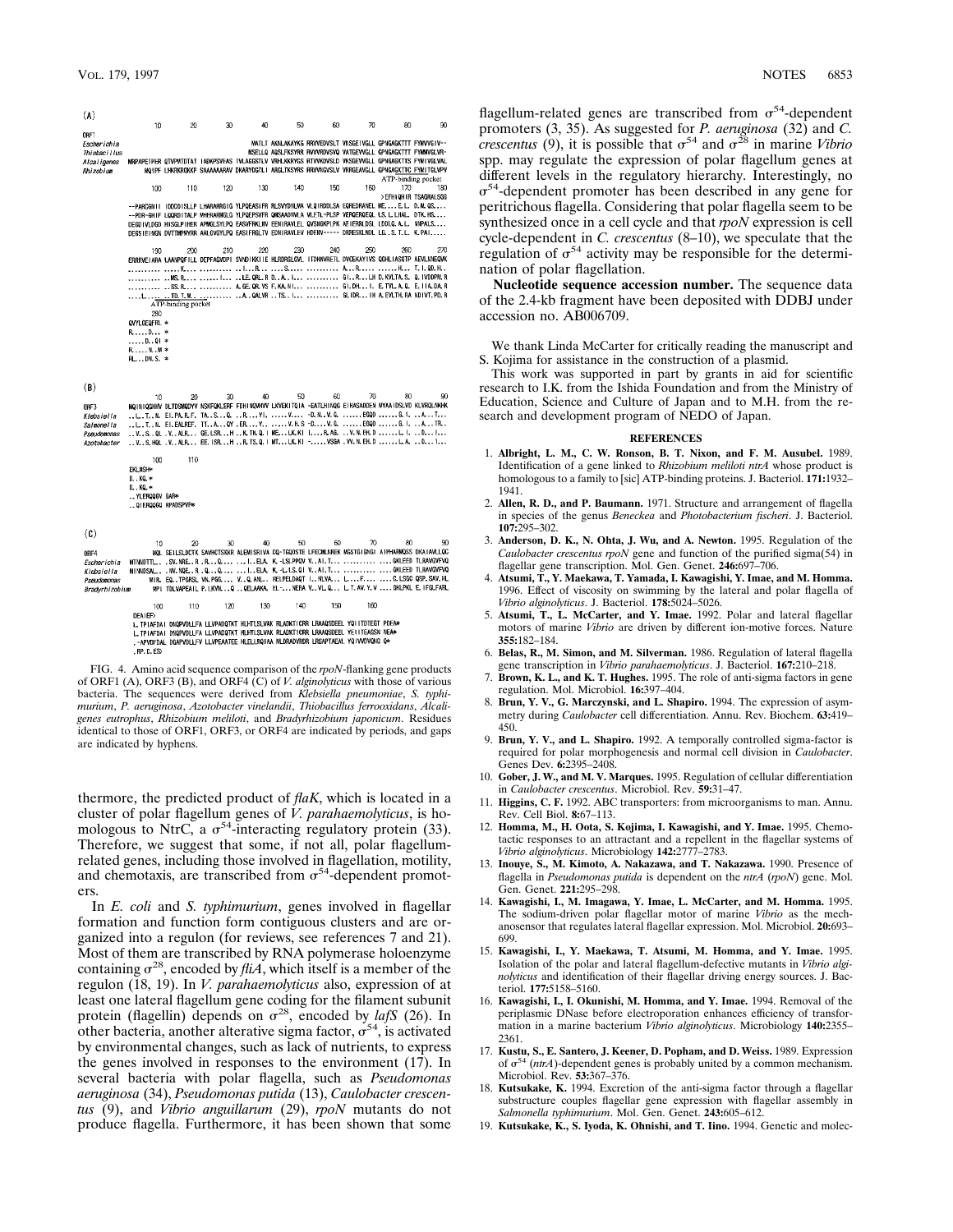(A)

```
              10         20         30         40         50         60         70         80         90
ORF1
Escherichia                                          MATLT AKNLAKAYKG RRVVEDVSLT VNSGEIVGLL GPNGAGKTTT FYMVVGIV--
Thiobacillus                                         MSELLQ AQSLFKSYRR RVVVRDVSVQ VATGEVVGLL GPNGAGKTTS FYMMVGLVR-
Alcaligenes  MRPAPETPER QTVPMTDTAT IADKPSVRAS TVLAGGSTLV VNHLKKRYGS RTVVKDVSLD VKSGEVVGLL GPNGAGKTTS FYMIVGLVAL
Rhizobium         MQIPF LHGRKRGKKP SAAAAAARAV DKARYDGTLI ARGLTKSYRS RRVVNGVSLV VRRGEAVGLL GPNGAGKTTC FYMITGLVPV
                                                                                        ATP-binding pocket
             100        110        120        130        140        150        160        170        180
                                                                                       >EFHHQHIR TSAQMALSGG
             --PARGSNIII IDDEDISLLP LHARARRGIG YLPQEASIFR RLSVYDNLMA VLQIRDDLSA EQREDRANEL ME....E.L. D.M.QS....
             --PDR-GHIF LQGRDITALP MHERARMGLG YLPQEPSVFR QMSAADNVLA VLETL-PLSP VERQERGEQL LS..L.LHAL. DTK.HS....
             DEGDIVLDGQ HISGLPIHER APMGLSYLPQ EASVFRKLNV EENIRAVLEL QVSNGKPLPK AEIERRLDSL LDDLQ.A.L. VNPALS....
             DEGSIEINGN DVTTMPMYRR ARLGVGYLPQ EASIFRGLTV EDNIRAVLEV HDEHV----- DRRESKLNDL LG..S.T.L. K.PAI.....

             190        200        210        220        230        240        250        260        270
             ERRRVEIARA LAANPQFILL DEPFAGVDPI SVNDIKKIIE HLRDRGLGVL ITDHNVRETL DVCEKAYIVS QGHLIASGTP AEVLNNEQVK
             .......... .....K.... .......... ...L....R... ....S..... .......... A...R..... .......H... T..I.QD.H..
             .......... ..MS.R.... ......I.... ...LE.QRL.R D...A..I... .......... GI...R...LH D.KVLTA.S. Q..IVDDPN.R
             .......... ..SS.R.... .......... A.GE.QR.VS F.KA.NI... .......... GI.DH...I. E.TVL.A.Q. E.IIA.DA.R
             ....L...... TD.T.M.... .......... ..A..QALVR ..TS..I... .......... GL.IDR...IH A.EVLTH.RA NDIVT.PD.R
             ATP-binding pocket
             280
             QVYLGEQFRL *
             R.....D... *
             .....D..QI *
             R.....N..M *
             RL...DN.S. *
```

(B)

```
             10         20         30         40         50         60         70         80         90
ORF3         MQINIQGHHV DLTDSMQDYV NSKFQKLERF FDHINQVHVV LKVEKITQIA -EATLHINQG EIHASADDEN MYAAIDSLVD KLVRQLNKHK
Klebsiella   ...L..T..N. EI.PA.R.F. TA..S...Q. ..R....YI. .....V.... -D.H..V.G. ......EQQD ......Q.I. ...A....T...
Salmonella   ...L..T..N. EI.EALREF. TT..A...QY .ER....Y... .....V.H.S -D....V.G. ......EQQD ......Q.I. ...A....TR..
Pseudomonas  ...V..S..QL ..V..ALR... GE.LSR...H ..K.TN.Q.I ME...LK.KI I....R.AG. ..V.N.EH.D ......L.I. ...D....I....
Azotobacter  ...V..S.HQL ..V..ALR... EE.ISR...H ..R.TS.Q.I MT...LK.KI -.....VSGA .VV.N.EH.D ......L.A. ...D....I....

             100        110
             EKLNSH*
             D..KQ.*
             D..KQ.*
             ..YLERQQGV GAR*
             ..QIERQQGQ RPADSPVP*
```

(C)

```
             10         20         30         40         50         60         70         80         90
ORF4         MQL SEILSLDCTK SAVHCTSKRR ALEMISRIVA EQ-TGQSTEE LFECMLNREK MGSTGIGNGI AIPHARMGSS DKAIAVLLQC
Escherichia  MTNNDTTL...SV.NRE..R .R...Q.... ...I...ELA. K.-LSLPPQV V..AI.T... .......... ....GKLEED TLRAVGVFVQ
Klebsiella   MINNDSAL...NV.NQE..R .Q...Q.... ...I...ELA. K.-L.LS.QI V..AI.T... .......... ....GKLEED TLRAVGVFVQ
Pseudomonas                      MIR. EQ..TPGRSL VN.PGG.... V..Q.ANL.. RELPELDAQT I...NLVA... L....F.... ....C.LSGC QSP.SAV.HL
Bradyrhizobium                   MPI TDLVAPEAIL P.LKVN...Q ..QELAKKA. EL-....NERA V..VL.Q... L.T.AV.Y.V ....GKLPKL E.IFGLFARL

             100        110        120        130        140        150        160
             DEAIEF>
             L.TPIAFDAI DNQPVDLLFA LLVPADQTKT HLHTLSLVAK RLADKTICRR LRAAQSDEEL YQIITDTEGT PDEA*
             L.TPIAFDAI DNQPVDLLFA LLVPADQTKT HLHTLSLVAK RLADKTICRR LRAAQSDEEL YEIITEAGSN NEA*
             .-APVDFDAL DGAPVDLLFV LLVPEAATEE HLELLRQIAA VLDRADVRDR LRSAPTAEAL YQIVVDVQNG Q*
             .RP.D.ES>
```

FIG. 4. Amino acid sequence comparison of the *rpoN*-flanking gene products of ORF1 (A), ORF3 (B), and ORF4 (C) of *V. alginolyticus* with those of various bacteria. The sequences were derived from *Klebsiella pneumoniae*, *S. typhimurium*, *P. aeruginosa*, *Azotobacter vinelandii*, *Thiobacillus ferrooxidans*, *Alcaligenes eutrophus*, *Rhizobium meliloti*, and *Bradyrhizobium japonicum*. Residues identical to those of ORF1, ORF3, or ORF4 are indicated by periods, and gaps are indicated by hyphens.

thermore, the predicted product of *flaK*, which is located in a cluster of polar flagellum genes of *V. parahaemolyticus*, is homologous to NtrC, a $\sigma^{54}$-interacting regulatory protein (33). Therefore, we suggest that some, if not all, polar flagellum-related genes, including those involved in flagellation, motility, and chemotaxis, are transcribed from $\sigma^{54}$-dependent promoters.

In *E. coli* and *S. typhimurium*, genes involved in flagellar formation and function form contiguous clusters and are organized into a regulon (for reviews, see references 7 and 21). Most of them are transcribed by RNA polymerase holoenzyme containing $\sigma^{28}$, encoded by *fliA*, which itself is a member of the regulon (18, 19). In *V. parahaemolyticus* also, expression of at least one lateral flagellum gene coding for the filament subunit protein (flagellin) depends on $\sigma^{28}$, encoded by *lafS* (26). In other bacteria, another alternative sigma factor, $\sigma^{54}$, is activated by environmental changes, such as lack of nutrients, to express the genes involved in responses to the environment (17). In several bacteria with polar flagella, such as *Pseudomonas aeruginosa* (34), *Pseudomonas putida* (13), *Caulobacter crescentus* (9), and *Vibrio anguillarum* (29), *rpoN* mutants do not produce flagella. Furthermore, it has been shown that some flagellum-related genes are transcribed from $\sigma^{54}$-dependent promoters (3, 35). As suggested for *P. aeruginosa* (32) and *C. crescentus* (9), it is possible that $\sigma^{54}$ and $\sigma^{28}$ in marine *Vibrio* spp. may regulate the expression of polar flagellum genes at different levels in the regulatory hierarchy. Interestingly, no $\sigma^{54}$-dependent promoter has been described in any gene for peritrichous flagella. Considering that polar flagella seem to be synthesized once in a cell cycle and that *rpoN* expression is cell cycle-dependent in *C. crescentus* (8–10), we speculate that the regulation of $\sigma^{54}$ activity may be responsible for the determination of polar flagellation.

**Nucleotide sequence accession number.** The sequence data of the 2.4-kb fragment have been deposited with DDBJ under accession no. AB006709.

We thank Linda McCarter for critically reading the manuscript and S. Kojima for assistance in the construction of a plasmid.

This work was supported in part by grants in aid for scientific research to I.K. from the Ishida Foundation and from the Ministry of Education, Science and Culture of Japan and to M.H. from the research and development program of NEDO of Japan.

## REFERENCES

1. **Albright, L. M., C. W. Ronson, B. T. Nixon, and F. M. Ausubel.** 1989. Identification of a gene linked to *Rhizobium meliloti ntrA* whose product is homologous to a family to [sic] ATP-binding proteins. J. Bacteriol. **171:**1932–1941.
2. **Allen, R. D., and P. Baumann.** 1971. Structure and arrangement of flagella in species of the genus *Beneckea* and *Photobacterium fischeri*. J. Bacteriol. **107:**295–302.
3. **Anderson, D. K., N. Ohta, J. Wu, and A. Newton.** 1995. Regulation of the *Caulobacter crescentus rpoN* gene and function of the purified sigma(54) in flagellar gene transcription. Mol. Gen. Genet. **246:**697–706.
4. **Atsumi, T., Y. Maekawa, T. Yamada, I. Kawagishi, Y. Imae, and M. Homma.** 1996. Effect of viscosity on swimming by the lateral and polar flagella of *Vibrio alginolyticus*. J. Bacteriol. **178:**5024–5026.
5. **Atsumi, T., L. McCarter, and Y. Imae.** 1992. Polar and lateral flagellar motors of marine *Vibrio* are driven by different ion-motive forces. Nature **355:**182–184.
6. **Belas, R., M. Simon, and M. Silverman.** 1986. Regulation of lateral flagella gene transcription in *Vibrio parahaemolyticus*. J. Bacteriol. **167:**210–218.
7. **Brown, K. L., and K. T. Hughes.** 1995. The role of anti-sigma factors in gene regulation. Mol. Microbiol. **16:**397–404.
8. **Brun, Y. V., G. Marczynski, and L. Shapiro.** 1994. The expression of asymmetry during *Caulobacter* cell differentiation. Annu. Rev. Biochem. **63:**419–450.
9. **Brun, Y. V., and L. Shapiro.** 1992. A temporally controlled sigma-factor is required for polar morphogenesis and normal cell division in *Caulobacter*. Genes Dev. **6:**2395–2408.
10. **Gober, J. W., and M. V. Marques.** 1995. Regulation of cellular differentiation in *Caulobacter crescentus*. Microbiol. Rev. **59:**31–47.
11. **Higgins, C. F.** 1992. ABC transporters: from microorganisms to man. Annu. Rev. Cell Biol. **8:**67–113.
12. **Homma, M., H. Oota, S. Kojima, I. Kawagishi, and Y. Imae.** 1995. Chemotactic responses to an attractant and a repellent in the flagellar systems of *Vibrio alginolyticus*. Microbiology **142:**2777–2783.
13. **Inouye, S., M. Kimoto, A. Nakazawa, and T. Nakazawa.** 1990. Presence of flagella in *Pseudomonas putida* is dependent on the *ntrA* (*rpoN*) gene. Mol. Gen. Genet. **221:**295–298.
14. **Kawagishi, I., M. Imagawa, Y. Imae, L. McCarter, and M. Homma.** 1995. The sodium-driven polar flagellar motor of marine *Vibrio* as the mechanosensor that regulates lateral flagellar expression. Mol. Microbiol. **20:**693–699.
15. **Kawagishi, I., Y. Maekawa, T. Atsumi, M. Homma, and Y. Imae.** 1995. Isolation of the polar and lateral flagellum-defective mutants in *Vibrio alginolyticus* and identification of their flagellar driving energy sources. J. Bacteriol. **177:**5158–5160.
16. **Kawagishi, I., I. Okunishi, M. Homma, and Y. Imae.** 1994. Removal of the periplasmic DNase before electroporation enhances efficiency of transformation in a marine bacterium *Vibrio alginolyticus*. Microbiology **140:**2355–2361.
17. **Kustu, S., E. Santero, J. Keener, D. Popham, and D. Weiss.** 1989. Expression of $\sigma^{54}$ (*ntrA*)-dependent genes is probably united by a common mechanism. Microbiol. Rev. **53:**367–376.
18. **Kutsukake, K.** 1994. Excretion of the anti-sigma factor through a flagellar substructure couples flagellar gene expression with flagellar assembly in *Salmonella typhimurium*. Mol. Gen. Genet. **243:**605–612.
19. **Kutsukake, K., S. Iyoda, K. Ohnishi, and T. Iino.** 1994. Genetic and molec-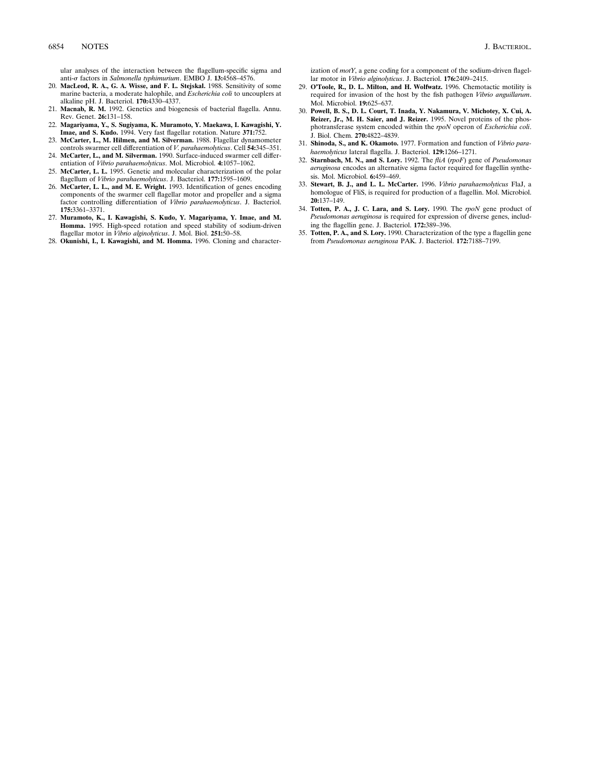ular analyses of the interaction between the flagellum-specific sigma and anti-σ factors in *Salmonella typhimurium*. EMBO J. **13:**4568–4576.

20. **MacLeod, R. A., G. A. Wisse, and F. L. Stejskal.** 1988. Sensitivity of some marine bacteria, a moderate halophile, and *Escherichia coli* to uncouplers at alkaline pH. J. Bacteriol. **170:**4330–4337.
21. **Macnab, R. M.** 1992. Genetics and biogenesis of bacterial flagella. Annu. Rev. Genet. **26:**131–158.
22. **Magariyama, Y., S. Sugiyama, K. Muramoto, Y. Maekawa, I. Kawagishi, Y. Imae, and S. Kudo.** 1994. Very fast flagellar rotation. Nature **371:**752.
23. **McCarter, L., M. Hilmen, and M. Silverman.** 1988. Flagellar dynamometer controls swarmer cell differentiation of *V. parahaemolyticus*. Cell **54:**345–351.
24. **McCarter, L., and M. Silverman.** 1990. Surface-induced swarmer cell differentiation of *Vibrio parahaemolyticus*. Mol. Microbiol. **4:**1057–1062.
25. **McCarter, L. L.** 1995. Genetic and molecular characterization of the polar flagellum of *Vibrio parahaemolyticus*. J. Bacteriol. **177:**1595–1609.
26. **McCarter, L. L., and M. E. Wright.** 1993. Identification of genes encoding components of the swarmer cell flagellar motor and propeller and a sigma factor controlling differentiation of *Vibrio parahaemolyticus*. J. Bacteriol. **175:**3361–3371.
27. **Muramoto, K., I. Kawagishi, S. Kudo, Y. Magariyama, Y. Imae, and M. Homma.** 1995. High-speed rotation and speed stability of sodium-driven flagellar motor in *Vibrio alginolyticus*. J. Mol. Biol. **251:**50–58.
28. **Okunishi, I., I. Kawagishi, and M. Homma.** 1996. Cloning and characterization of *motY*, a gene coding for a component of the sodium-driven flagellar motor in *Vibrio alginolyticus*. J. Bacteriol. **176:**2409–2415.
29. **O'Toole, R., D. L. Milton, and H. Wolfwatz.** 1996. Chemotactic motility is required for invasion of the host by the fish pathogen *Vibrio anguillarum*. Mol. Microbiol. **19:**625–637.
30. **Powell, B. S., D. L. Court, T. Inada, Y. Nakamura, V. Michotey, X. Cui, A. Reizer, Jr., M. H. Saier, and J. Reizer.** 1995. Novel proteins of the phosphotransferase system encoded within the *rpoN* operon of *Escherichia coli*. J. Biol. Chem. **270:**4822–4839.
31. **Shinoda, S., and K. Okamoto.** 1977. Formation and function of *Vibrio parahaemolyticus* lateral flagella. J. Bacteriol. **129:**1266–1271.
32. **Starnbach, M. N., and S. Lory.** 1992. The *fliA* (*rpoF*) gene of *Pseudomonas aeruginosa* encodes an alternative sigma factor required for flagellin synthesis. Mol. Microbiol. **6:**459–469.
33. **Stewart, B. J., and L. L. McCarter.** 1996. *Vibrio parahaemolyticus* FlaJ, a homologue of FliS, is required for production of a flagellin. Mol. Microbiol. **20:**137–149.
34. **Totten, P. A., J. C. Lara, and S. Lory.** 1990. The *rpoN* gene product of *Pseudomonas aeruginosa* is required for expression of diverse genes, including the flagellin gene. J. Bacteriol. **172:**389–396.
35. **Totten, P. A., and S. Lory.** 1990. Characterization of the type a flagellin gene from *Pseudomonas aeruginosa* PAK. J. Bacteriol. **172:**7188–7199.